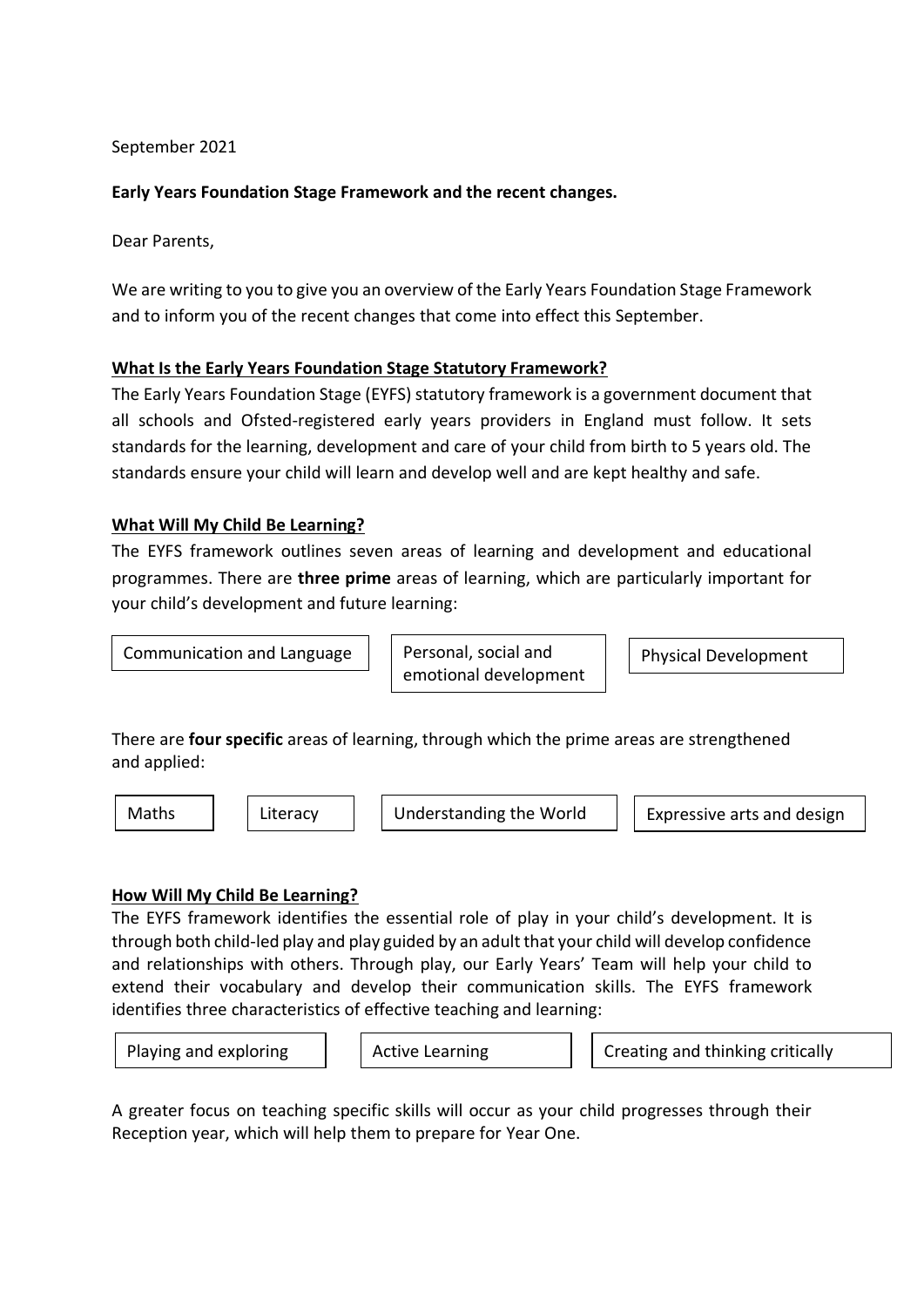September 2021

**Early Years Foundation Stage Framework and the recent changes.**

Dear Parents,

We are writing to you to give you an overview of the Early Years Foundation Stage Framework and to inform you of the recent changes that come into effect this September.

## What Is the Early Years Foundation Stage Statutory Framework?

The Early Years Foundation Stage (EYFS) statutory framework is a government document that all schools and Ofsted-registered early years providers in England must follow. It sets standards for the learning, development and care of your child from birth to 5 years old. The standards ensure your child will learn and develop well and are kept healthy and safe.

## What Will My Child Be Learning?

The EYFS framework outlines seven areas of learning and development and educational programmes. There are **three prime** areas of learning, which are particularly important for your child's development and future learning:

- Communication and Language
- Personal, social and emotional development
- Physical Development

There are **four specific** areas of learning, through which the prime areas are strengthened and applied:

- Maths
- Literacy
- Understanding the World
- Expressive arts and design

## How Will My Child Be Learning?

The EYFS framework identifies the essential role of play in your child's development. It is through both child-led play and play guided by an adult that your child will develop confidence and relationships with others. Through play, our Early Years' Team will help your child to extend their vocabulary and develop their communication skills. The EYFS framework identifies three characteristics of effective teaching and learning:

- Playing and exploring
- Active Learning
- Creating and thinking critically

A greater focus on teaching specific skills will occur as your child progresses through their Reception year, which will help them to prepare for Year One.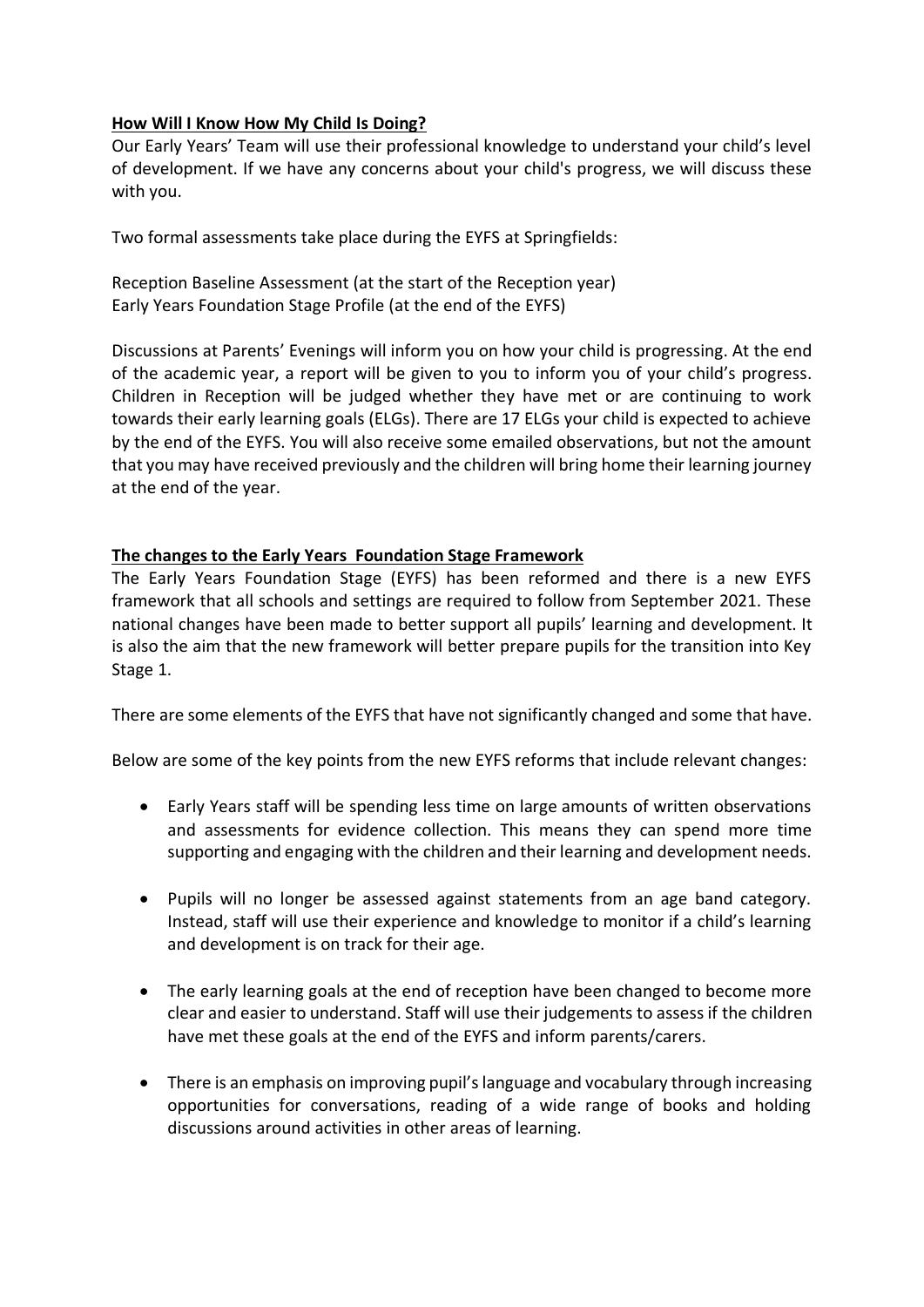## How Will I Know How My Child Is Doing?

Our Early Years' Team will use their professional knowledge to understand your child's level of development. If we have any concerns about your child's progress, we will discuss these with you.

Two formal assessments take place during the EYFS at Springfields:

Reception Baseline Assessment (at the start of the Reception year)
Early Years Foundation Stage Profile (at the end of the EYFS)

Discussions at Parents' Evenings will inform you on how your child is progressing. At the end of the academic year, a report will be given to you to inform you of your child's progress. Children in Reception will be judged whether they have met or are continuing to work towards their early learning goals (ELGs). There are 17 ELGs your child is expected to achieve by the end of the EYFS. You will also receive some emailed observations, but not the amount that you may have received previously and the children will bring home their learning journey at the end of the year.

## The changes to the Early Years Foundation Stage Framework

The Early Years Foundation Stage (EYFS) has been reformed and there is a new EYFS framework that all schools and settings are required to follow from September 2021. These national changes have been made to better support all pupils' learning and development. It is also the aim that the new framework will better prepare pupils for the transition into Key Stage 1.

There are some elements of the EYFS that have not significantly changed and some that have.

Below are some of the key points from the new EYFS reforms that include relevant changes:

- Early Years staff will be spending less time on large amounts of written observations and assessments for evidence collection. This means they can spend more time supporting and engaging with the children and their learning and development needs.
- Pupils will no longer be assessed against statements from an age band category. Instead, staff will use their experience and knowledge to monitor if a child's learning and development is on track for their age.
- The early learning goals at the end of reception have been changed to become more clear and easier to understand. Staff will use their judgements to assess if the children have met these goals at the end of the EYFS and inform parents/carers.
- There is an emphasis on improving pupil's language and vocabulary through increasing opportunities for conversations, reading of a wide range of books and holding discussions around activities in other areas of learning.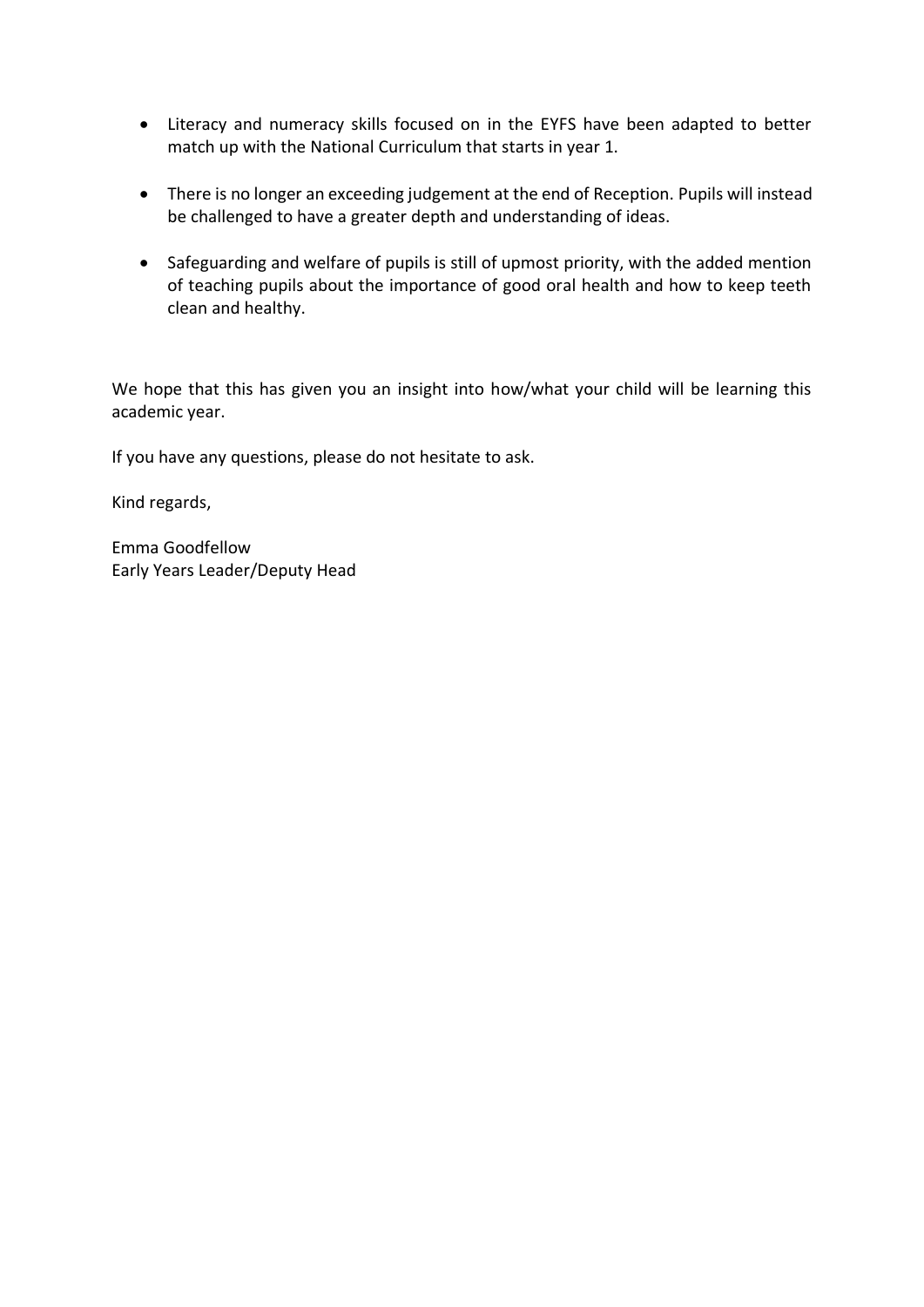- Literacy and numeracy skills focused on in the EYFS have been adapted to better match up with the National Curriculum that starts in year 1.

- There is no longer an exceeding judgement at the end of Reception. Pupils will instead be challenged to have a greater depth and understanding of ideas.

- Safeguarding and welfare of pupils is still of upmost priority, with the added mention of teaching pupils about the importance of good oral health and how to keep teeth clean and healthy.

We hope that this has given you an insight into how/what your child will be learning this academic year.

If you have any questions, please do not hesitate to ask.

Kind regards,

Emma Goodfellow
Early Years Leader/Deputy Head